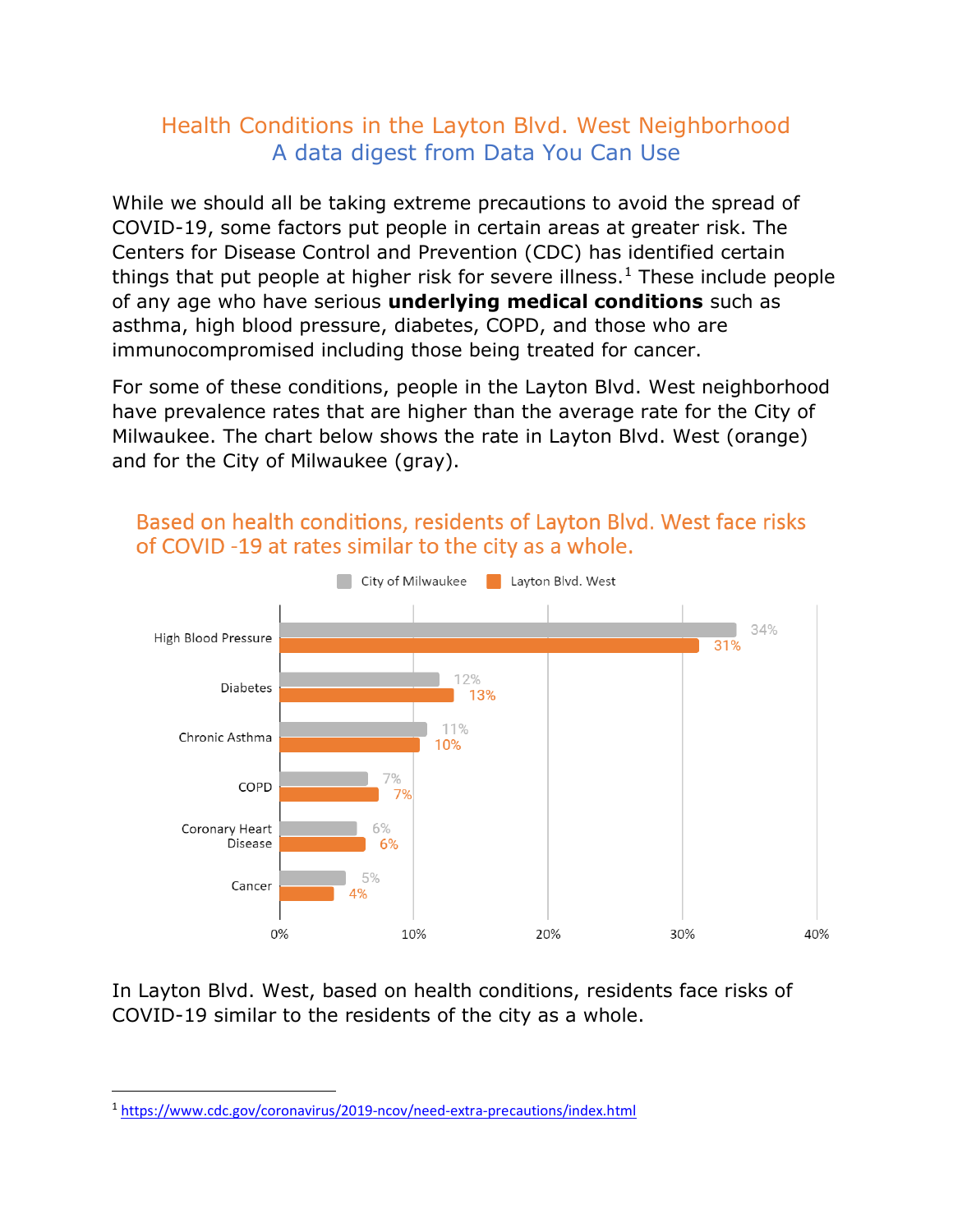# Health Conditions in the Layton Blvd. West Neighborhood

## A data digest from Data You Can Use

While we should all be taking extreme precautions to avoid the spread of COVID-19, some factors put people in certain areas at greater risk. The Centers for Disease Control and Prevention (CDC) has identified certain things that put people at higher risk for severe illness.[1] These include people of any age who have serious **underlying medical conditions** such as asthma, high blood pressure, diabetes, COPD, and those who are immunocompromised including those being treated for cancer.

For some of these conditions, people in the Layton Blvd. West neighborhood have prevalence rates that are higher than the average rate for the City of Milwaukee. The chart below shows the rate in Layton Blvd. West (orange) and for the City of Milwaukee (gray).

### Based on health conditions, residents of Layton Blvd. West face risks of COVID -19 at rates similar to the city as a whole.

| Condition | City of Milwaukee | Layton Blvd. West |
|---|---|---|
| High Blood Pressure | 34% | 31% |
| Diabetes | 12% | 13% |
| Chronic Asthma | 11% | 10% |
| COPD | 7% | 7% |
| Coronary Heart Disease | 6% | 6% |
| Cancer | 5% | 4% |

In Layton Blvd. West, based on health conditions, residents face risks of COVID-19 similar to the residents of the city as a whole.

---

[1] https://www.cdc.gov/coronavirus/2019-ncov/need-extra-precautions/index.html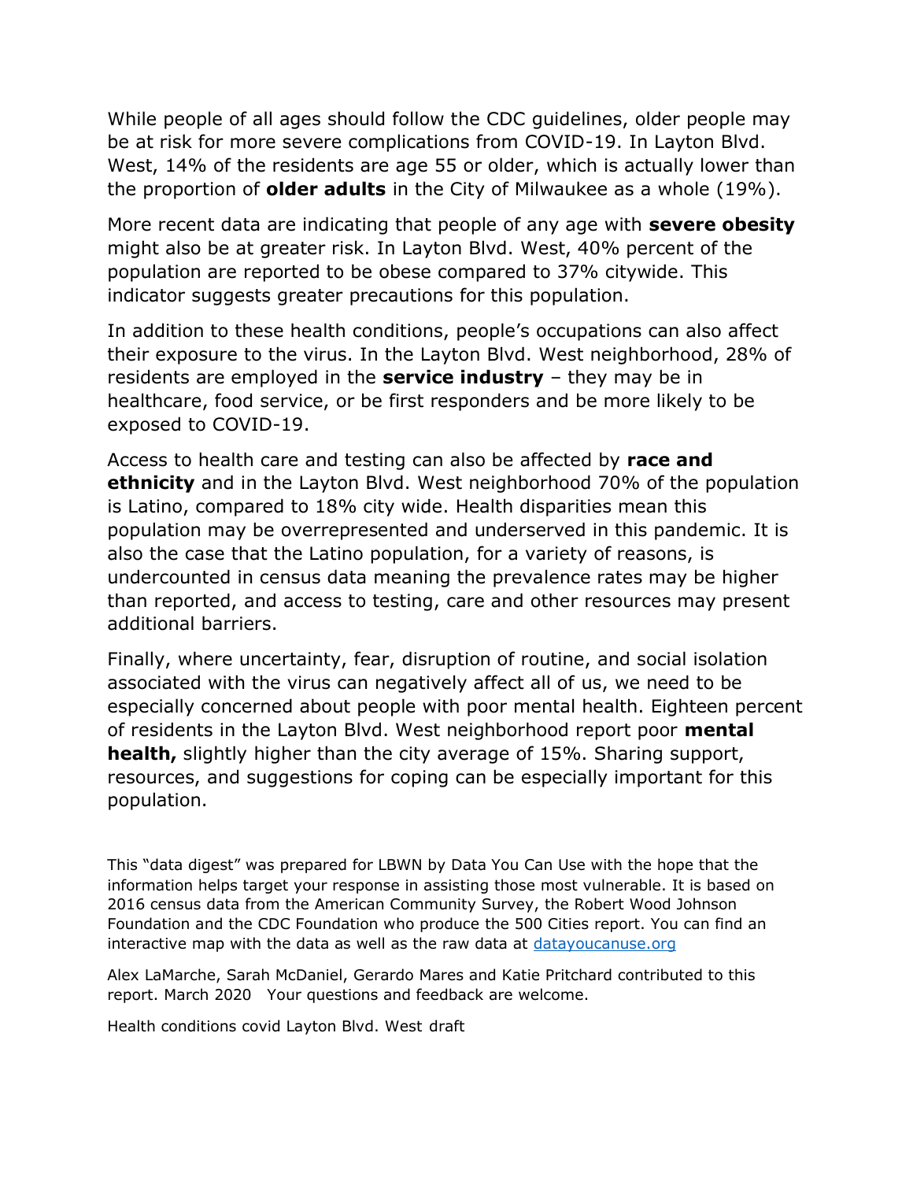While people of all ages should follow the CDC guidelines, older people may be at risk for more severe complications from COVID-19. In Layton Blvd. West, 14% of the residents are age 55 or older, which is actually lower than the proportion of **older adults** in the City of Milwaukee as a whole (19%).

More recent data are indicating that people of any age with **severe obesity** might also be at greater risk. In Layton Blvd. West, 40% percent of the population are reported to be obese compared to 37% citywide. This indicator suggests greater precautions for this population.

In addition to these health conditions, people's occupations can also affect their exposure to the virus. In the Layton Blvd. West neighborhood, 28% of residents are employed in the **service industry** – they may be in healthcare, food service, or be first responders and be more likely to be exposed to COVID-19.

Access to health care and testing can also be affected by **race and ethnicity** and in the Layton Blvd. West neighborhood 70% of the population is Latino, compared to 18% city wide. Health disparities mean this population may be overrepresented and underserved in this pandemic. It is also the case that the Latino population, for a variety of reasons, is undercounted in census data meaning the prevalence rates may be higher than reported, and access to testing, care and other resources may present additional barriers.

Finally, where uncertainty, fear, disruption of routine, and social isolation associated with the virus can negatively affect all of us, we need to be especially concerned about people with poor mental health. Eighteen percent of residents in the Layton Blvd. West neighborhood report poor **mental health,** slightly higher than the city average of 15%. Sharing support, resources, and suggestions for coping can be especially important for this population.

This "data digest" was prepared for LBWN by Data You Can Use with the hope that the information helps target your response in assisting those most vulnerable. It is based on 2016 census data from the American Community Survey, the Robert Wood Johnson Foundation and the CDC Foundation who produce the 500 Cities report. You can find an interactive map with the data as well as the raw data at [datayoucanuse.org](datayoucanuse.org)

Alex LaMarche, Sarah McDaniel, Gerardo Mares and Katie Pritchard contributed to this report. March 2020 Your questions and feedback are welcome.

Health conditions covid Layton Blvd. West draft